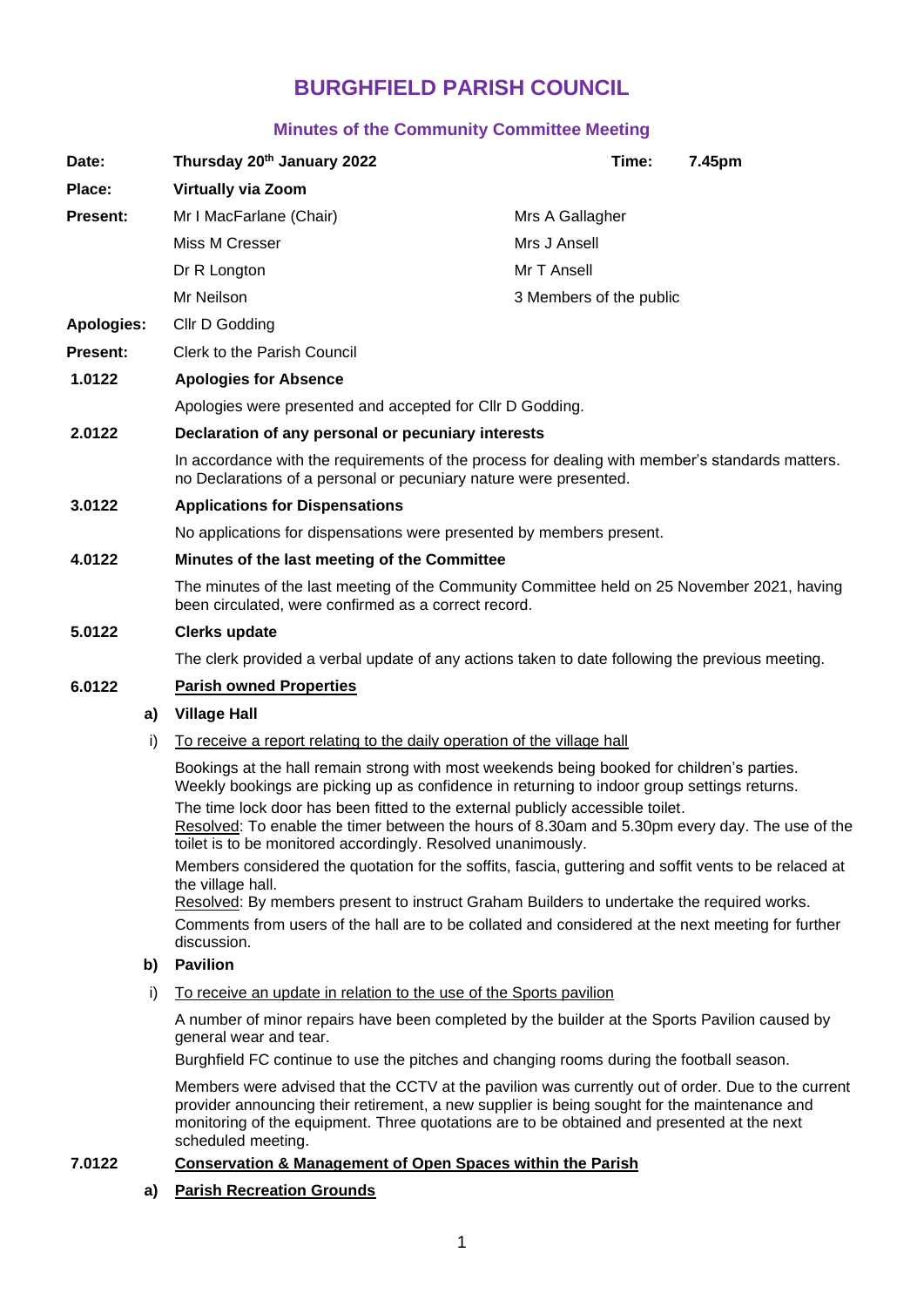# BURGHFIELD PARISH COUNCIL

## Minutes of the Community Committee Meeting

| | | | |
|---|---|---|---|
| **Date:** | **Thursday 20th January 2022** | **Time:** | **7.45pm** |
| **Place:** | **Virtually via Zoom** | | |
| **Present:** | Mr I MacFarlane (Chair) | Mrs A Gallagher | |
| | Miss M Cresser | Mrs J Ansell | |
| | Dr R Longton | Mr T Ansell | |
| | Mr Neilson | 3 Members of the public | |
| **Apologies:** | Cllr D Godding | | |
| **Present:** | Clerk to the Parish Council | | |

**1.0122 Apologies for Absence**

Apologies were presented and accepted for Cllr D Godding.

**2.0122 Declaration of any personal or pecuniary interests**

In accordance with the requirements of the process for dealing with member's standards matters. no Declarations of a personal or pecuniary nature were presented.

**3.0122 Applications for Dispensations**

No applications for dispensations were presented by members present.

**4.0122 Minutes of the last meeting of the Committee**

The minutes of the last meeting of the Community Committee held on 25 November 2021, having been circulated, were confirmed as a correct record.

**5.0122 Clerks update**

The clerk provided a verbal update of any actions taken to date following the previous meeting.

**6.0122 Parish owned Properties**

**a) Village Hall**

i) To receive a report relating to the daily operation of the village hall

Bookings at the hall remain strong with most weekends being booked for children's parties. Weekly bookings are picking up as confidence in returning to indoor group settings returns.

The time lock door has been fitted to the external publicly accessible toilet.
Resolved: To enable the timer between the hours of 8.30am and 5.30pm every day. The use of the toilet is to be monitored accordingly. Resolved unanimously.

Members considered the quotation for the soffits, fascia, guttering and soffit vents to be relaced at the village hall.
Resolved: By members present to instruct Graham Builders to undertake the required works.

Comments from users of the hall are to be collated and considered at the next meeting for further discussion.

**b) Pavilion**

i) To receive an update in relation to the use of the Sports pavilion

A number of minor repairs have been completed by the builder at the Sports Pavilion caused by general wear and tear.

Burghfield FC continue to use the pitches and changing rooms during the football season.

Members were advised that the CCTV at the pavilion was currently out of order. Due to the current provider announcing their retirement, a new supplier is being sought for the maintenance and monitoring of the equipment. Three quotations are to be obtained and presented at the next scheduled meeting.

**7.0122 Conservation & Management of Open Spaces within the Parish**

**a) Parish Recreation Grounds**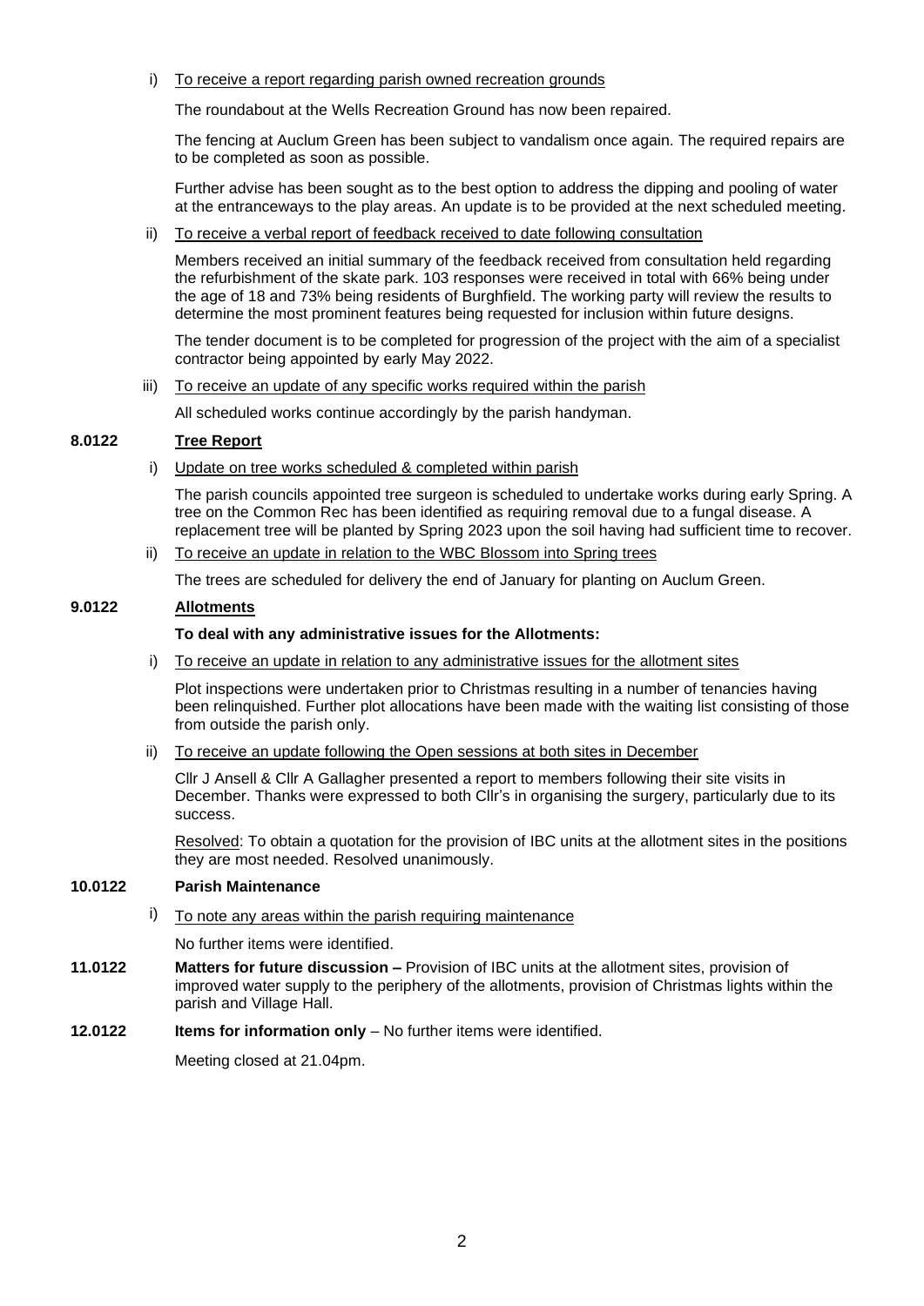i) To receive a report regarding parish owned recreation grounds

The roundabout at the Wells Recreation Ground has now been repaired.

The fencing at Auclum Green has been subject to vandalism once again. The required repairs are to be completed as soon as possible.

Further advise has been sought as to the best option to address the dipping and pooling of water at the entranceways to the play areas. An update is to be provided at the next scheduled meeting.

ii) To receive a verbal report of feedback received to date following consultation

Members received an initial summary of the feedback received from consultation held regarding the refurbishment of the skate park. 103 responses were received in total with 66% being under the age of 18 and 73% being residents of Burghfield. The working party will review the results to determine the most prominent features being requested for inclusion within future designs.

The tender document is to be completed for progression of the project with the aim of a specialist contractor being appointed by early May 2022.

iii) To receive an update of any specific works required within the parish

All scheduled works continue accordingly by the parish handyman.

**8.0122 Tree Report**

i) Update on tree works scheduled & completed within parish

The parish councils appointed tree surgeon is scheduled to undertake works during early Spring. A tree on the Common Rec has been identified as requiring removal due to a fungal disease. A replacement tree will be planted by Spring 2023 upon the soil having had sufficient time to recover.

ii) To receive an update in relation to the WBC Blossom into Spring trees

The trees are scheduled for delivery the end of January for planting on Auclum Green.

**9.0122 Allotments**

**To deal with any administrative issues for the Allotments:**

i) To receive an update in relation to any administrative issues for the allotment sites

Plot inspections were undertaken prior to Christmas resulting in a number of tenancies having been relinquished. Further plot allocations have been made with the waiting list consisting of those from outside the parish only.

ii) To receive an update following the Open sessions at both sites in December

Cllr J Ansell & Cllr A Gallagher presented a report to members following their site visits in December. Thanks were expressed to both Cllr's in organising the surgery, particularly due to its success.

Resolved: To obtain a quotation for the provision of IBC units at the allotment sites in the positions they are most needed. Resolved unanimously.

**10.0122 Parish Maintenance**

i) To note any areas within the parish requiring maintenance

No further items were identified.

**11.0122 Matters for future discussion –** Provision of IBC units at the allotment sites, provision of improved water supply to the periphery of the allotments, provision of Christmas lights within the parish and Village Hall.

**12.0122 Items for information only** – No further items were identified.

Meeting closed at 21.04pm.